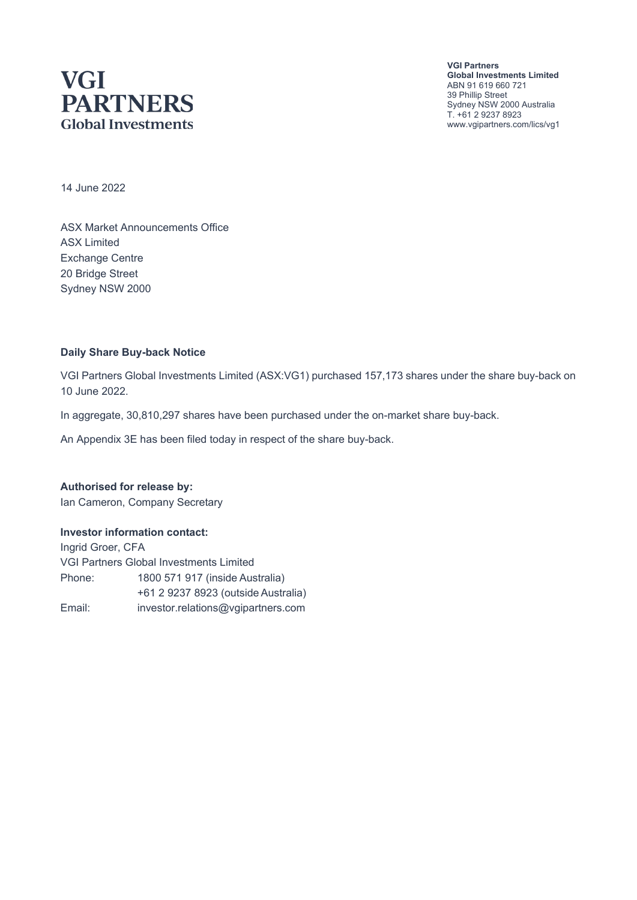**VGI PARTNERS**
**Global Investments**

**VGI Partners**
**Global Investments Limited**
ABN 91 619 660 721
39 Phillip Street
Sydney NSW 2000 Australia
T. +61 2 9237 8923
www.vgipartners.com/lics/vg1

14 June 2022

ASX Market Announcements Office
ASX Limited
Exchange Centre
20 Bridge Street
Sydney NSW 2000

**Daily Share Buy-back Notice**

VGI Partners Global Investments Limited (ASX:VG1) purchased 157,173 shares under the share buy-back on 10 June 2022.

In aggregate, 30,810,297 shares have been purchased under the on-market share buy-back.

An Appendix 3E has been filed today in respect of the share buy-back.

**Authorised for release by:**
Ian Cameron, Company Secretary

**Investor information contact:**
Ingrid Groer, CFA
VGI Partners Global Investments Limited
Phone: 1800 571 917 (inside Australia)
+61 2 9237 8923 (outside Australia)
Email: investor.relations@vgipartners.com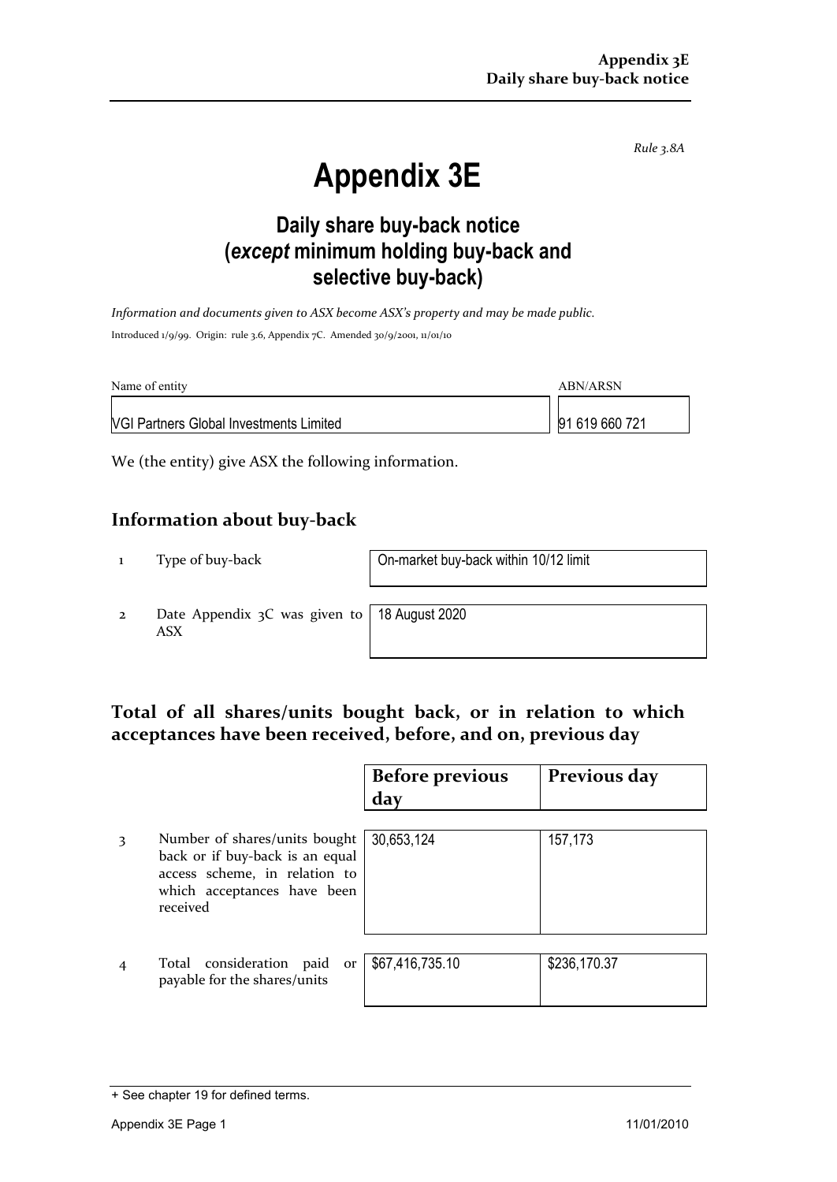*Rule 3.8A*

# Appendix 3E

## Daily share buy-back notice (*except* minimum holding buy-back and selective buy-back)

*Information and documents given to ASX become ASX's property and may be made public.*

Introduced 1/9/99. Origin: rule 3.6, Appendix 7C. Amended 30/9/2001, 11/01/10

| Name of entity | ABN/ARSN |
|---|---|
| VGI Partners Global Investments Limited | 91 619 660 721 |

We (the entity) give ASX the following information.

## Information about buy-back

| | | |
|---|---|---|
| 1 | Type of buy-back | On-market buy-back within 10/12 limit |
| 2 | Date Appendix 3C was given to ASX | 18 August 2020 |

## Total of all shares/units bought back, or in relation to which acceptances have been received, before, and on, previous day

| | | Before previous day | Previous day |
|---|---|---|---|
| 3 | Number of shares/units bought back or if buy-back is an equal access scheme, in relation to which acceptances have been received | 30,653,124 | 157,173 |
| 4 | Total consideration paid or payable for the shares/units | $67,416,735.10 | $236,170.37 |

+ See chapter 19 for defined terms.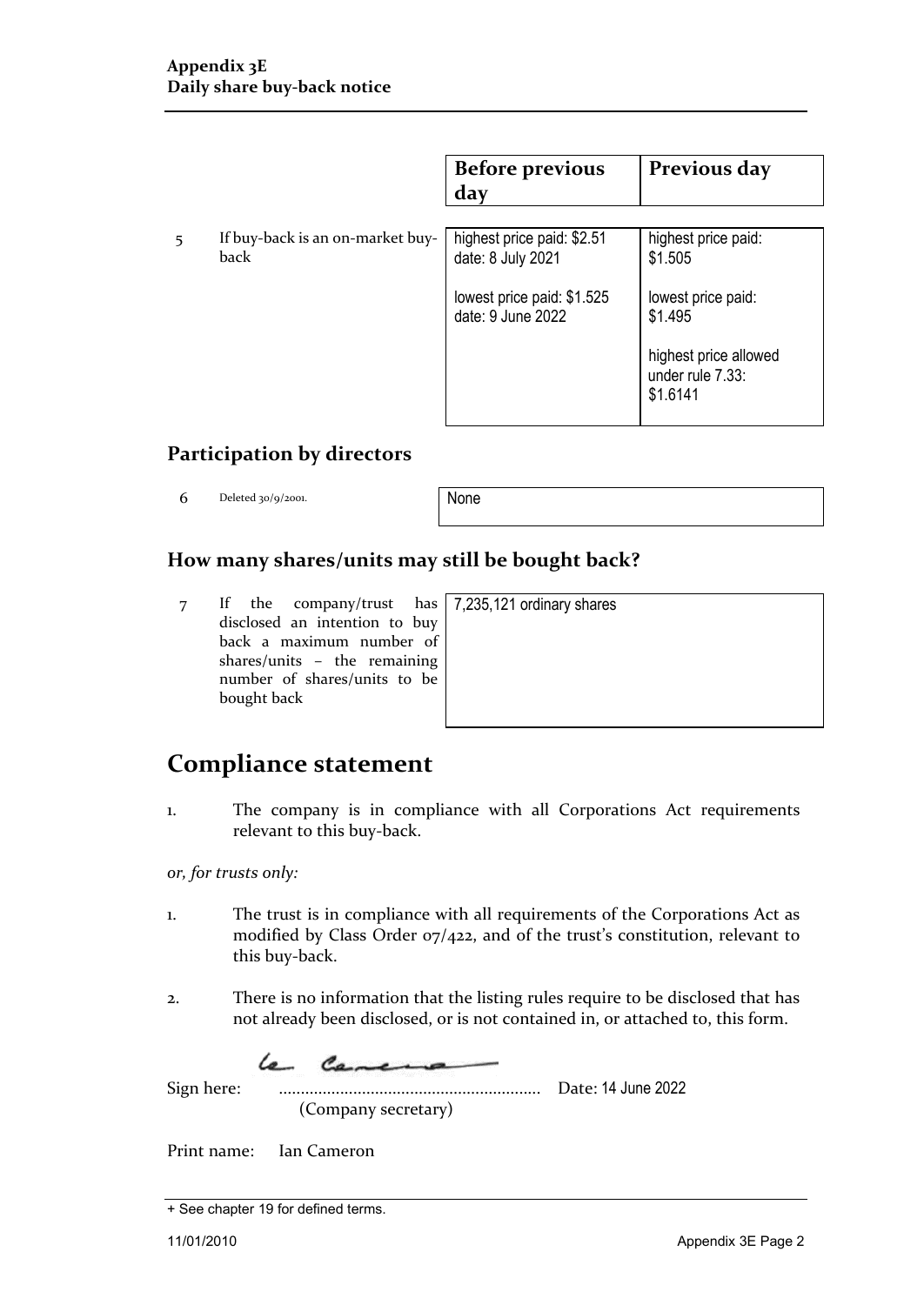| | | Before previous day | Previous day |
|---|---|---|---|
| 5 | If buy-back is an on-market buy-back | highest price paid: $2.51<br>date: 8 July 2021<br><br>lowest price paid: $1.525<br>date: 9 June 2022 | highest price paid: $1.505<br><br>lowest price paid: $1.495<br><br>highest price allowed under rule 7.33: $1.6141 |

## Participation by directors

| | | |
|---|---|---|
| 6 | Deleted 30/9/2001. | None |

## How many shares/units may still be bought back?

| | | |
|---|---|---|
| 7 | If the company/trust has disclosed an intention to buy back a maximum number of shares/units – the remaining number of shares/units to be bought back | 7,235,121 ordinary shares |

# Compliance statement

1. The company is in compliance with all Corporations Act requirements relevant to this buy-back.

*or, for trusts only:*

1. The trust is in compliance with all requirements of the Corporations Act as modified by Class Order 07/422, and of the trust's constitution, relevant to this buy-back.

2. There is no information that the listing rules require to be disclosed that has not already been disclosed, or is not contained in, or attached to, this form.

Sign here: ............................................................ Date: 14 June 2022
(Company secretary)

Print name: Ian Cameron

+ See chapter 19 for defined terms.